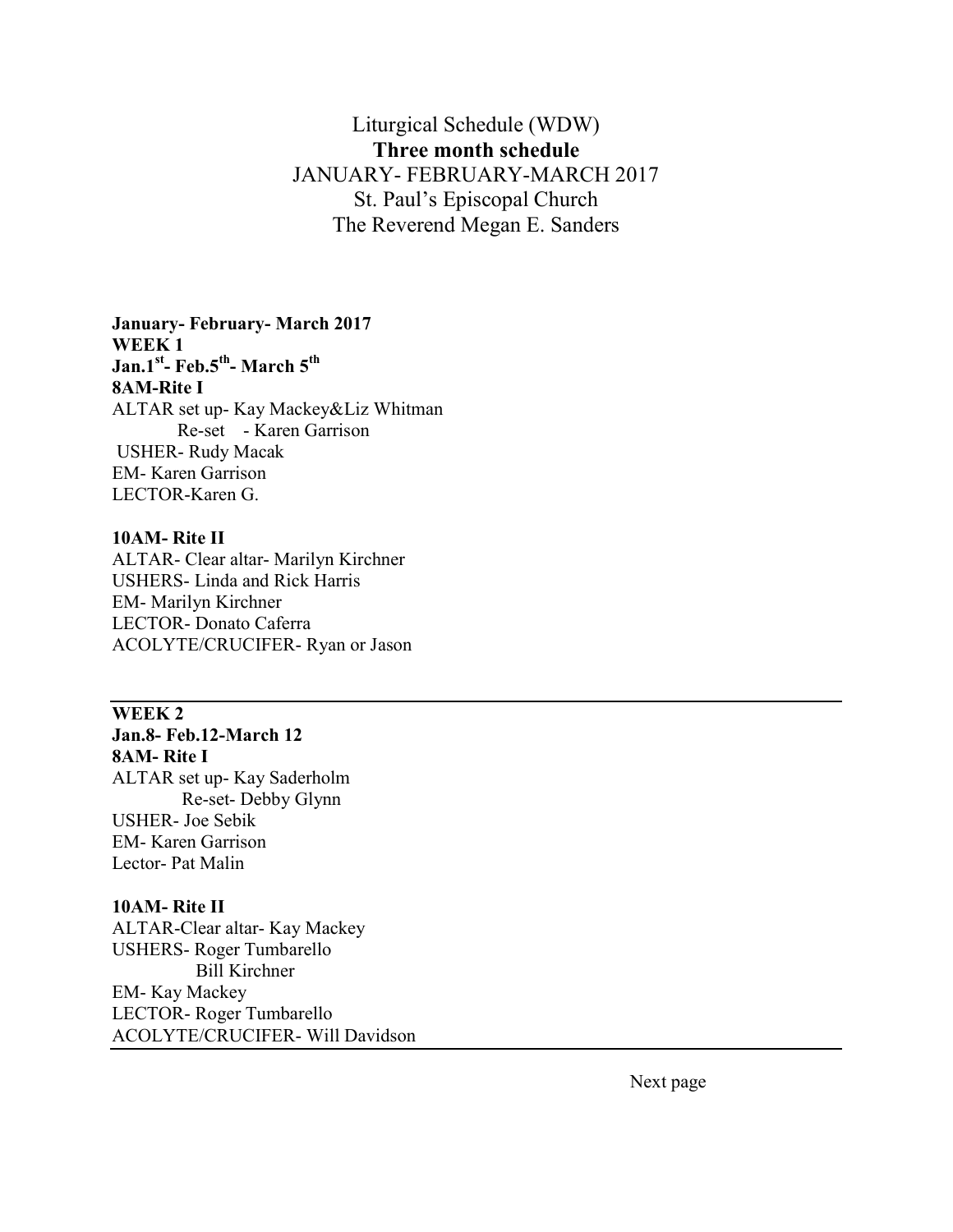# Liturgical Schedule (WDW)
## **Three month schedule**
JANUARY- FEBRUARY-MARCH 2017
St. Paul's Episcopal Church
The Reverend Megan E. Sanders

**January- February- March 2017**
**WEEK 1**
**Jan.1st- Feb.5th- March 5th**
**8AM-Rite I**
ALTAR set up- Kay Mackey&Liz Whitman
Re-set - Karen Garrison
USHER- Rudy Macak
EM- Karen Garrison
LECTOR-Karen G.

**10AM- Rite II**
ALTAR- Clear altar- Marilyn Kirchner
USHERS- Linda and Rick Harris
EM- Marilyn Kirchner
LECTOR- Donato Caferra
ACOLYTE/CRUCIFER- Ryan or Jason

---

**WEEK 2**
**Jan.8- Feb.12-March 12**
**8AM- Rite I**
ALTAR set up- Kay Saderholm
Re-set- Debby Glynn
USHER- Joe Sebik
EM- Karen Garrison
Lector- Pat Malin

**10AM- Rite II**
ALTAR-Clear altar- Kay Mackey
USHERS- Roger Tumbarello
Bill Kirchner
EM- Kay Mackey
LECTOR- Roger Tumbarello
ACOLYTE/CRUCIFER- Will Davidson

---

Next page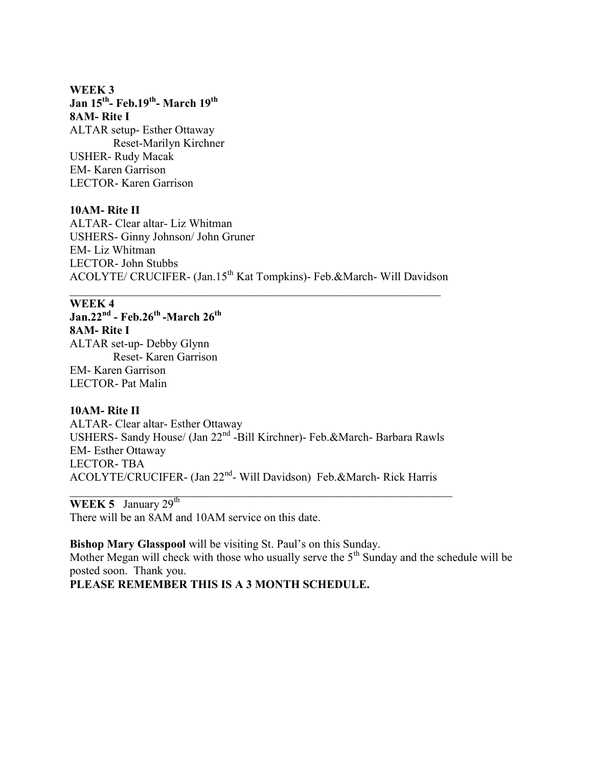**WEEK 3**
**Jan 15th- Feb.19th- March 19th**
**8AM- Rite I**
ALTAR setup- Esther Ottaway
Reset-Marilyn Kirchner
USHER- Rudy Macak
EM- Karen Garrison
LECTOR- Karen Garrison

**10AM- Rite II**
ALTAR- Clear altar- Liz Whitman
USHERS- Ginny Johnson/ John Gruner
EM- Liz Whitman
LECTOR- John Stubbs
ACOLYTE/ CRUCIFER- (Jan.15th Kat Tompkins)- Feb.&March- Will Davidson

---

**WEEK 4**
**Jan.22nd - Feb.26th -March 26th**
**8AM- Rite I**
ALTAR set-up- Debby Glynn
Reset- Karen Garrison
EM- Karen Garrison
LECTOR- Pat Malin

**10AM- Rite II**
ALTAR- Clear altar- Esther Ottaway
USHERS- Sandy House/ (Jan 22nd -Bill Kirchner)- Feb.&March- Barbara Rawls
EM- Esther Ottaway
LECTOR- TBA
ACOLYTE/CRUCIFER- (Jan 22nd- Will Davidson) Feb.&March- Rick Harris

---

**WEEK 5** January 29th
There will be an 8AM and 10AM service on this date.

**Bishop Mary Glasspool** will be visiting St. Paul's on this Sunday.
Mother Megan will check with those who usually serve the 5th Sunday and the schedule will be posted soon. Thank you.
**PLEASE REMEMBER THIS IS A 3 MONTH SCHEDULE.**